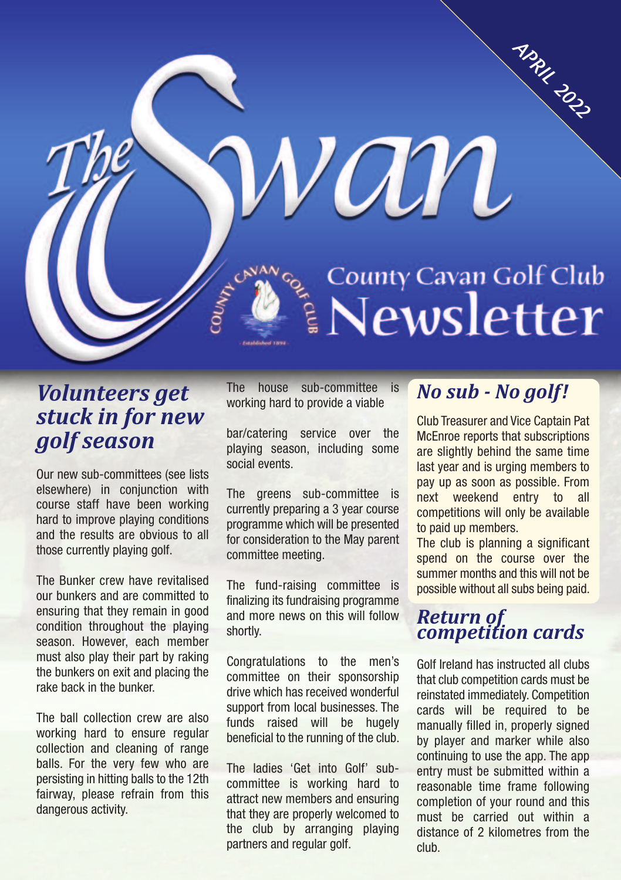# The Swan

## County Cavan Golf Club Newsletter

APRIL 2022

## Volunteers get stuck in for new golf season

Our new sub-committees (see lists elsewhere) in conjunction with course staff have been working hard to improve playing conditions and the results are obvious to all those currently playing golf.

The Bunker crew have revitalised our bunkers and are committed to ensuring that they remain in good condition throughout the playing season. However, each member must also play their part by raking the bunkers on exit and placing the rake back in the bunker.

The ball collection crew are also working hard to ensure regular collection and cleaning of range balls. For the very few who are persisting in hitting balls to the 12th fairway, please refrain from this dangerous activity.

The house sub-committee is working hard to provide a viable bar/catering service over the playing season, including some social events.

The greens sub-committee is currently preparing a 3 year course programme which will be presented for consideration to the May parent committee meeting.

The fund-raising committee is finalizing its fundraising programme and more news on this will follow shortly.

Congratulations to the men's committee on their sponsorship drive which has received wonderful support from local businesses. The funds raised will be hugely beneficial to the running of the club.

The ladies 'Get into Golf' sub-committee is working hard to attract new members and ensuring that they are properly welcomed to the club by arranging playing partners and regular golf.

## No sub - No golf!

Club Treasurer and Vice Captain Pat McEnroe reports that subscriptions are slightly behind the same time last year and is urging members to pay up as soon as possible. From next weekend entry to all competitions will only be available to paid up members.

The club is planning a significant spend on the course over the summer months and this will not be possible without all subs being paid.

## Return of competition cards

Golf Ireland has instructed all clubs that club competition cards must be reinstated immediately. Competition cards will be required to be manually filled in, properly signed by player and marker while also continuing to use the app. The app entry must be submitted within a reasonable time frame following completion of your round and this must be carried out within a distance of 2 kilometres from the club.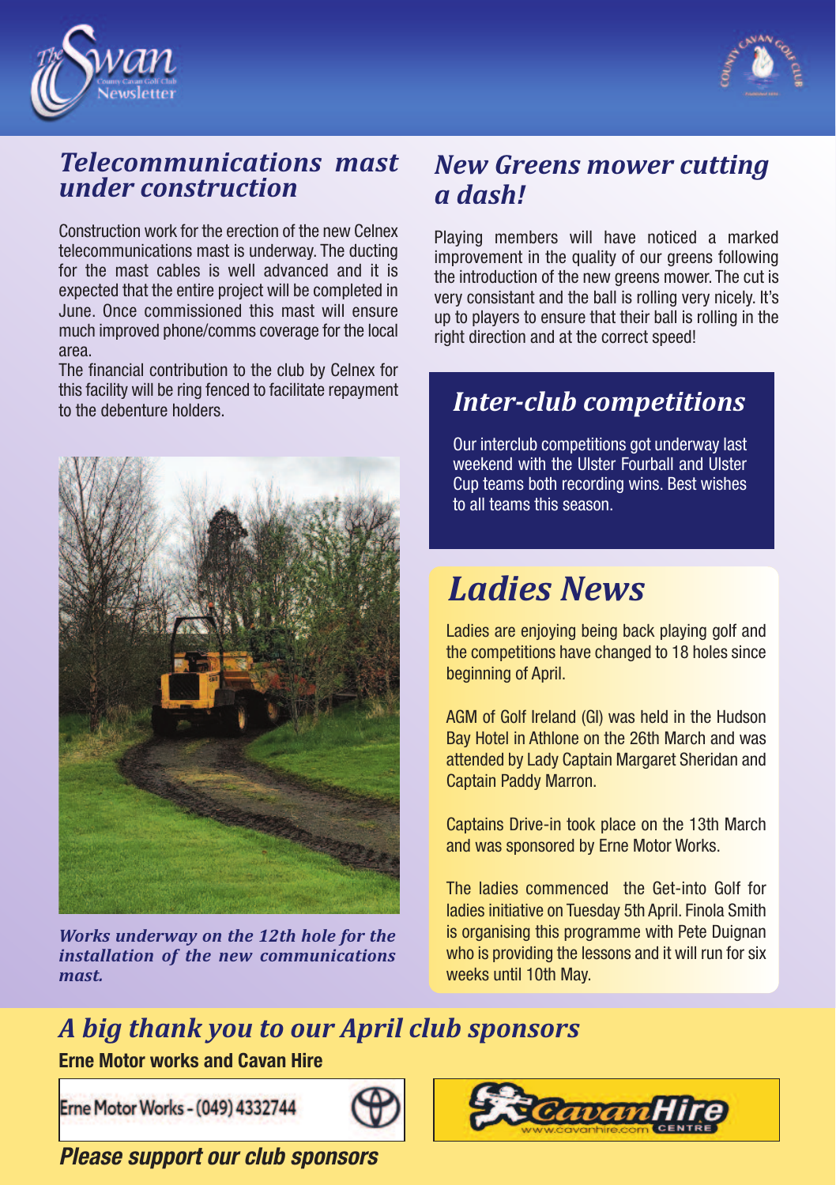## *Telecommunications mast under construction*

Construction work for the erection of the new Celnex telecommunications mast is underway. The ducting for the mast cables is well advanced and it is expected that the entire project will be completed in June. Once commissioned this mast will ensure much improved phone/comms coverage for the local area.

The financial contribution to the club by Celnex for this facility will be ring fenced to facilitate repayment to the debenture holders.

*Works underway on the 12th hole for the installation of the new communications mast.*

## *New Greens mower cutting a dash!*

Playing members will have noticed a marked improvement in the quality of our greens following the introduction of the new greens mower. The cut is very consistant and the ball is rolling very nicely. It's up to players to ensure that their ball is rolling in the right direction and at the correct speed!

## *Inter-club competitions*

Our interclub competitions got underway last weekend with the Ulster Fourball and Ulster Cup teams both recording wins. Best wishes to all teams this season.

## *Ladies News*

Ladies are enjoying being back playing golf and the competitions have changed to 18 holes since beginning of April.

AGM of Golf Ireland (GI) was held in the Hudson Bay Hotel in Athlone on the 26th March and was attended by Lady Captain Margaret Sheridan and Captain Paddy Marron.

Captains Drive-in took place on the 13th March and was sponsored by Erne Motor Works.

The ladies commenced the Get-into Golf for ladies initiative on Tuesday 5th April. Finola Smith is organising this programme with Pete Duignan who is providing the lessons and it will run for six weeks until 10th May.

## *A big thank you to our April club sponsors*

**Erne Motor works and Cavan Hire**

Erne Motor Works - (049) 4332744

CavanHire CENTRE www.cavanhire.com

***Please support our club sponsors***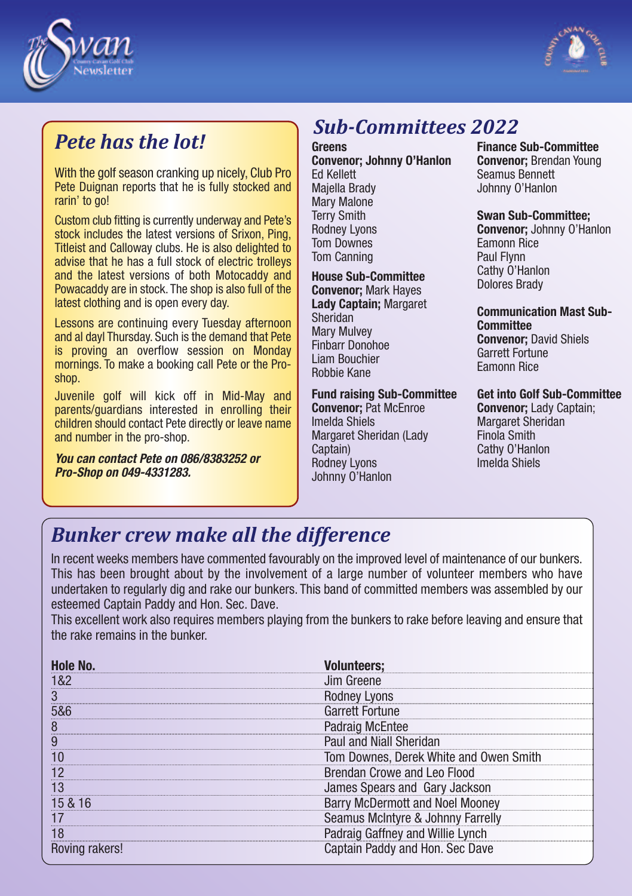## Pete has the lot!

With the golf season cranking up nicely, Club Pro Pete Duignan reports that he is fully stocked and rarin' to go!

Custom club fitting is currently underway and Pete's stock includes the latest versions of Srixon, Ping, Titleist and Calloway clubs. He is also delighted to advise that he has a full stock of electric trolleys and the latest versions of both Motocaddy and Powacaddy are in stock. The shop is also full of the latest clothing and is open every day.

Lessons are continuing every Tuesday afternoon and al dayl Thursday. Such is the demand that Pete is proving an overflow session on Monday mornings. To make a booking call Pete or the Pro-shop.

Juvenile golf will kick off in Mid-May and parents/guardians interested in enrolling their children should contact Pete directly or leave name and number in the pro-shop.

***You can contact Pete on 086/8383252 or Pro-Shop on 049-4331283.***

## Sub-Committees 2022

**Greens**
**Convenor; Johnny O'Hanlon**
Ed Kellett
Majella Brady
Mary Malone
Terry Smith
Rodney Lyons
Tom Downes
Tom Canning

**House Sub-Committee**
**Convenor;** Mark Hayes
**Lady Captain;** Margaret Sheridan
Mary Mulvey
Finbarr Donohoe
Liam Bouchier
Robbie Kane

**Fund raising Sub-Committee**
**Convenor;** Pat McEnroe
Imelda Shiels
Margaret Sheridan (Lady Captain)
Rodney Lyons
Johnny O'Hanlon

**Finance Sub-Committee**
**Convenor;** Brendan Young
Seamus Bennett
Johnny O'Hanlon

**Swan Sub-Committee;**
**Convenor;** Johnny O'Hanlon
Eamonn Rice
Paul Flynn
Cathy O'Hanlon
Dolores Brady

**Communication Mast Sub-Committee**
**Convenor;** David Shiels
Garrett Fortune
Eamonn Rice

**Get into Golf Sub-Committee**
**Convenor;** Lady Captain; Margaret Sheridan
Finola Smith
Cathy O'Hanlon
Imelda Shiels

## Bunker crew make all the difference

In recent weeks members have commented favourably on the improved level of maintenance of our bunkers. This has been brought about by the involvement of a large number of volunteer members who have undertaken to regularly dig and rake our bunkers. This band of committed members was assembled by our esteemed Captain Paddy and Hon. Sec. Dave.

This excellent work also requires members playing from the bunkers to rake before leaving and ensure that the rake remains in the bunker.

| Hole No. | Volunteers; |
|---|---|
| 1&2 | Jim Greene |
| 3 | Rodney Lyons |
| 5&6 | Garrett Fortune |
| 8 | Padraig McEntee |
| 9 | Paul and Niall Sheridan |
| 10 | Tom Downes, Derek White and Owen Smith |
| 12 | Brendan Crowe and Leo Flood |
| 13 | James Spears and Gary Jackson |
| 15 & 16 | Barry McDermott and Noel Mooney |
| 17 | Seamus McIntyre & Johnny Farrelly |
| 18 | Padraig Gaffney and Willie Lynch |
| Roving rakers! | Captain Paddy and Hon. Sec Dave |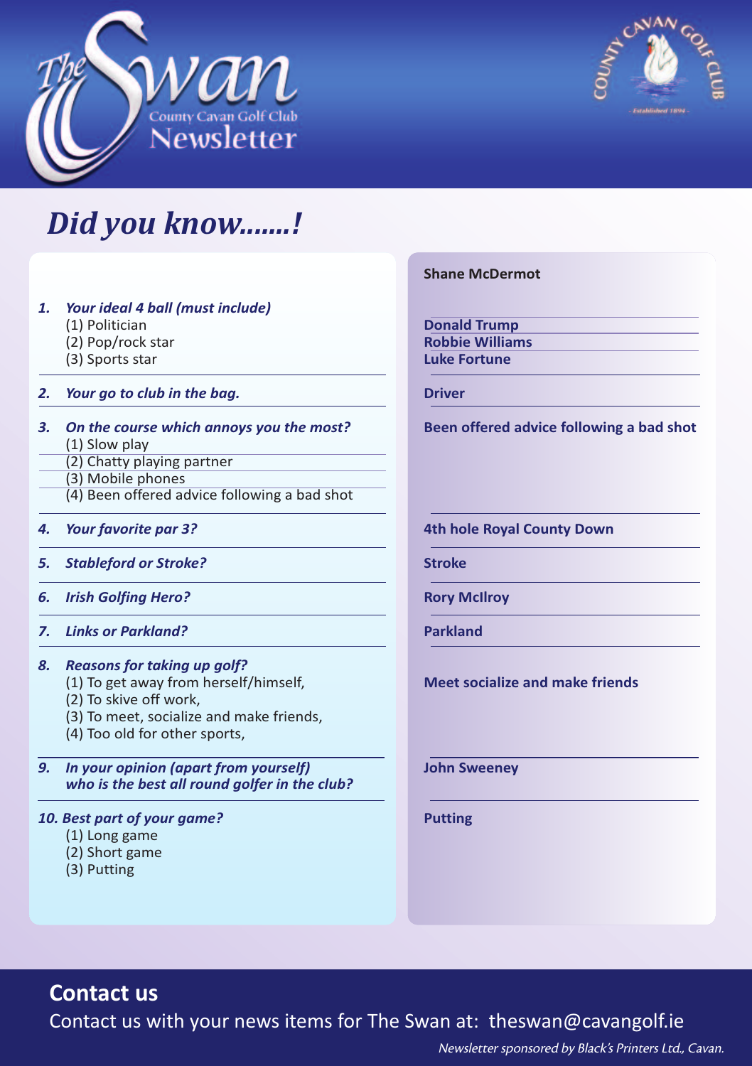# The Swan

County Cavan Golf Club Newsletter

## Did you know.......!

| Question | Shane McDermot |
|---|---|
| ***1. Your ideal 4 ball (must include)***<br>(1) Politician<br>(2) Pop/rock star<br>(3) Sports star | **Donald Trump**<br>**Robbie Williams**<br>**Luke Fortune** |
| ***2. Your go to club in the bag.*** | **Driver** |
| ***3. On the course which annoys you the most?***<br>(1) Slow play<br>(2) Chatty playing partner<br>(3) Mobile phones<br>(4) Been offered advice following a bad shot | **Been offered advice following a bad shot** |
| ***4. Your favorite par 3?*** | **4th hole Royal County Down** |
| ***5. Stableford or Stroke?*** | **Stroke** |
| ***6. Irish Golfing Hero?*** | **Rory McIlroy** |
| ***7. Links or Parkland?*** | **Parkland** |
| ***8. Reasons for taking up golf?***<br>(1) To get away from herself/himself,<br>(2) To skive off work,<br>(3) To meet, socialize and make friends,<br>(4) Too old for other sports, | **Meet socialize and make friends** |
| ***9. In your opinion (apart from yourself) who is the best all round golfer in the club?*** | **John Sweeney** |
| ***10. Best part of your game?***<br>(1) Long game<br>(2) Short game<br>(3) Putting | **Putting** |

## Contact us

Contact us with your news items for The Swan at: theswan@cavangolf.ie

*Newsletter sponsored by Black's Printers Ltd., Cavan.*